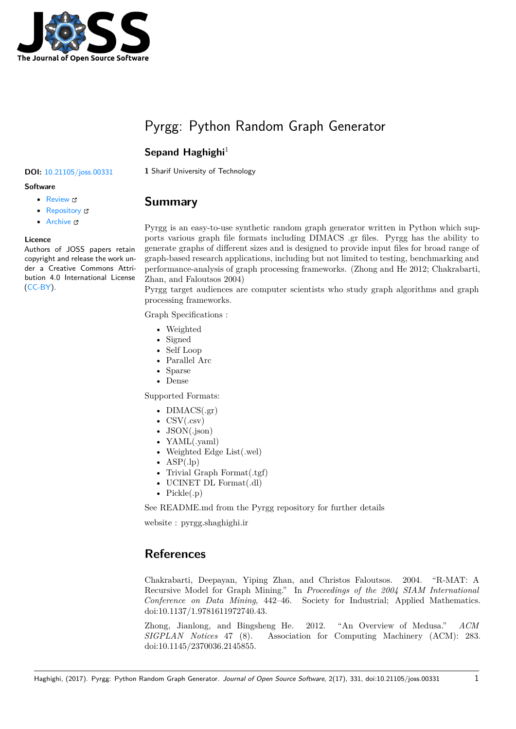# Pyrgg: Python Random Graph Generator

**Sepand Haghighi**[1]

**1** Sharif University of Technology

**DOI:** 10.21105/joss.00331

**Software**

- Review
- Repository
- Archive

**Licence**

Authors of JOSS papers retain copyright and release the work under a Creative Commons Attribution 4.0 International License (CC-BY).

## Summary

Pyrgg is an easy-to-use synthetic random graph generator written in Python which supports various graph file formats including DIMACS .gr files. Pyrgg has the ability to generate graphs of different sizes and is designed to provide input files for broad range of graph-based research applications, including but not limited to testing, benchmarking and performance-analysis of graph processing frameworks. (Zhong and He 2012; Chakrabarti, Zhan, and Faloutsos 2004)
Pyrgg target audiences are computer scientists who study graph algorithms and graph processing frameworks.

Graph Specifications :

- Weighted
- Signed
- Self Loop
- Parallel Arc
- Sparse
- Dense

Supported Formats:

- DIMACS(.gr)
- CSV(.csv)
- JSON(.json)
- YAML(.yaml)
- Weighted Edge List(.wel)
- ASP(.lp)
- Trivial Graph Format(.tgf)
- UCINET DL Format(.dl)
- Pickle(.p)

See README.md from the Pyrgg repository for further details

website : pyrgg.shaghighi.ir

## References

Chakrabarti, Deepayan, Yiping Zhan, and Christos Faloutsos. 2004. "R-MAT: A Recursive Model for Graph Mining." In *Proceedings of the 2004 SIAM International Conference on Data Mining*, 442–46. Society for Industrial; Applied Mathematics. doi:10.1137/1.9781611972740.43.

Zhong, Jianlong, and Bingsheng He. 2012. "An Overview of Medusa." *ACM SIGPLAN Notices* 47 (8). Association for Computing Machinery (ACM): 283. doi:10.1145/2370036.2145855.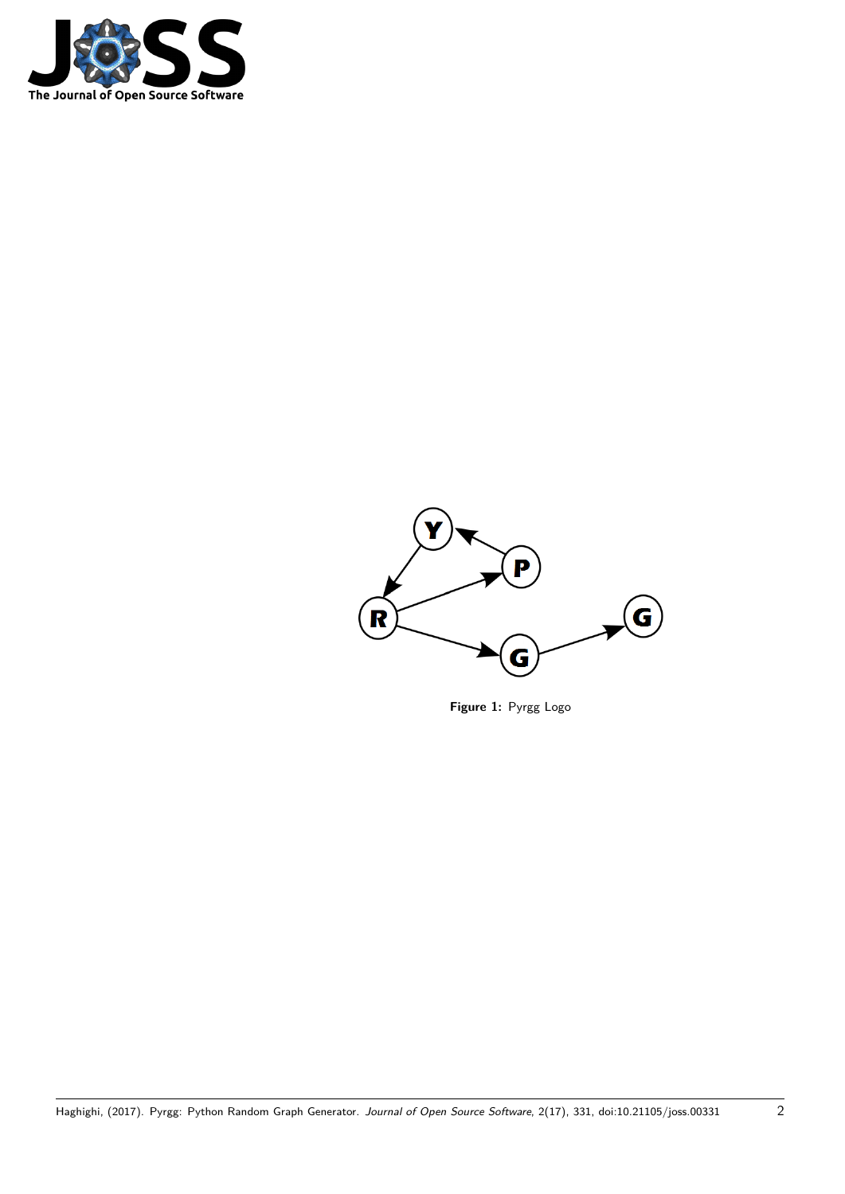Y

P

R

G

G

Figure 1: Pyrgg Logo